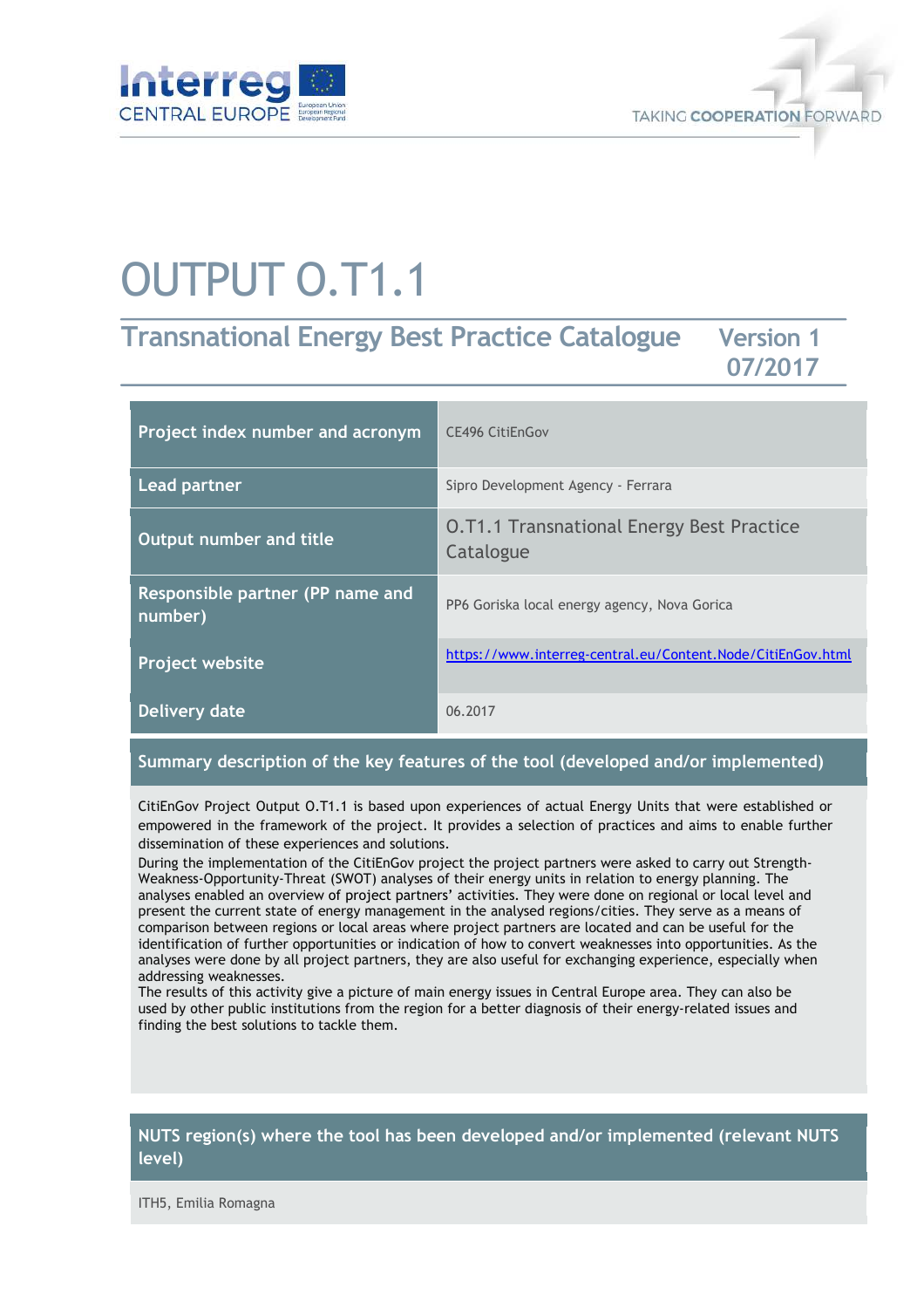# OUTPUT O.T1.1

## Transnational Energy Best Practice Catalogue

Version 1
07/2017

| | |
|---|---|
| **Project index number and acronym** | CE496 CitiEnGov |
| **Lead partner** | Sipro Development Agency - Ferrara |
| **Output number and title** | O.T1.1 Transnational Energy Best Practice Catalogue |
| **Responsible partner (PP name and number)** | PP6 Goriska local energy agency, Nova Gorica |
| **Project website** | https://www.interreg-central.eu/Content.Node/CitiEnGov.html |
| **Delivery date** | 06.2017 |

**Summary description of the key features of the tool (developed and/or implemented)**

CitiEnGov Project Output O.T1.1 is based upon experiences of actual Energy Units that were established or empowered in the framework of the project. It provides a selection of practices and aims to enable further dissemination of these experiences and solutions.

During the implementation of the CitiEnGov project the project partners were asked to carry out Strength-Weakness-Opportunity-Threat (SWOT) analyses of their energy units in relation to energy planning. The analyses enabled an overview of project partners' activities. They were done on regional or local level and present the current state of energy management in the analysed regions/cities. They serve as a means of comparison between regions or local areas where project partners are located and can be useful for the identification of further opportunities or indication of how to convert weaknesses into opportunities. As the analyses were done by all project partners, they are also useful for exchanging experience, especially when addressing weaknesses.

The results of this activity give a picture of main energy issues in Central Europe area. They can also be used by other public institutions from the region for a better diagnosis of their energy-related issues and finding the best solutions to tackle them.

**NUTS region(s) where the tool has been developed and/or implemented (relevant NUTS level)**

ITH5, Emilia Romagna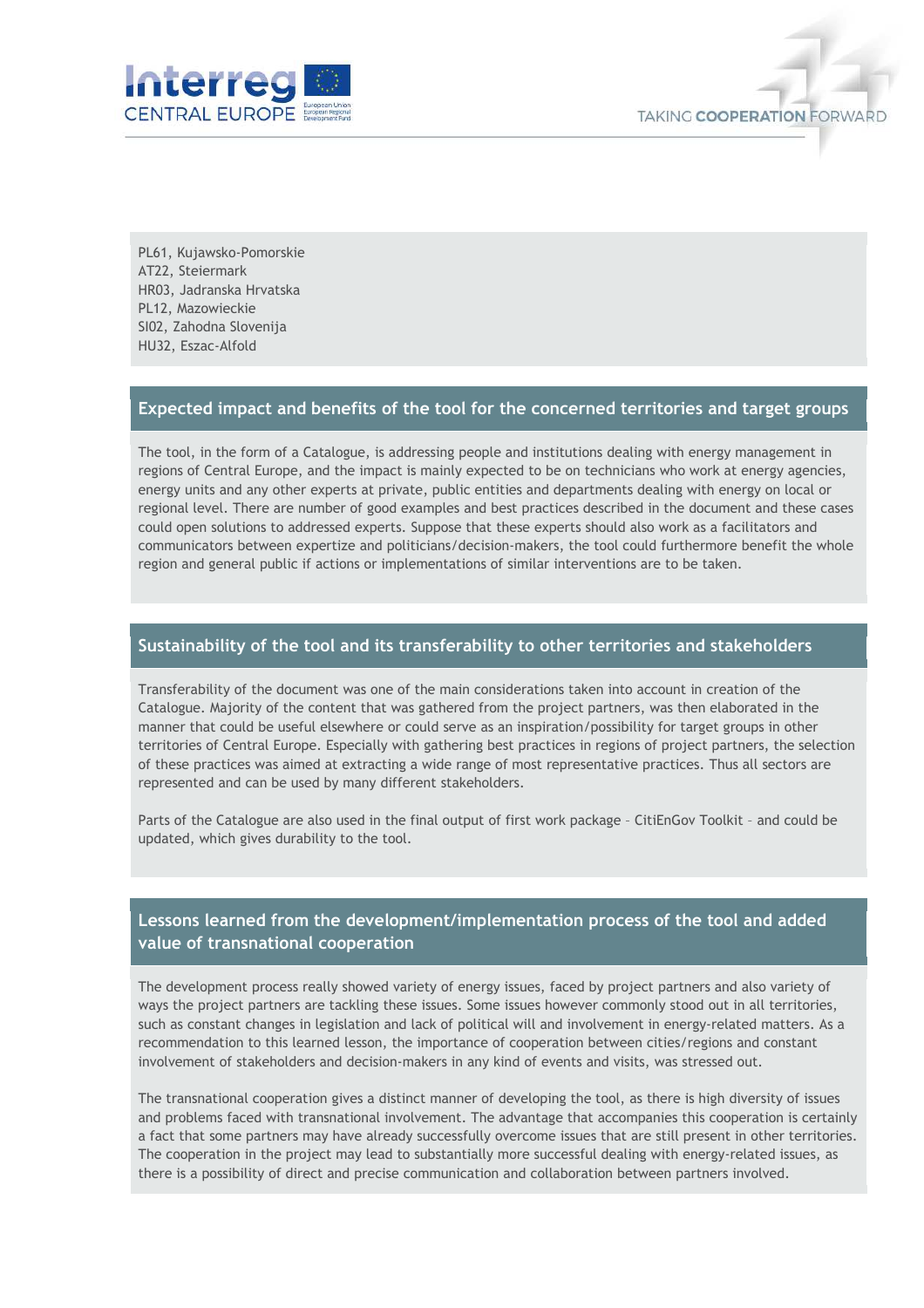PL61, Kujawsko-Pomorskie
AT22, Steiermark
HR03, Jadranska Hrvatska
PL12, Mazowieckie
SI02, Zahodna Slovenija
HU32, Eszac-Alfold

## Expected impact and benefits of the tool for the concerned territories and target groups

The tool, in the form of a Catalogue, is addressing people and institutions dealing with energy management in regions of Central Europe, and the impact is mainly expected to be on technicians who work at energy agencies, energy units and any other experts at private, public entities and departments dealing with energy on local or regional level. There are number of good examples and best practices described in the document and these cases could open solutions to addressed experts. Suppose that these experts should also work as a facilitators and communicators between expertize and politicians/decision-makers, the tool could furthermore benefit the whole region and general public if actions or implementations of similar interventions are to be taken.

## Sustainability of the tool and its transferability to other territories and stakeholders

Transferability of the document was one of the main considerations taken into account in creation of the Catalogue. Majority of the content that was gathered from the project partners, was then elaborated in the manner that could be useful elsewhere or could serve as an inspiration/possibility for target groups in other territories of Central Europe. Especially with gathering best practices in regions of project partners, the selection of these practices was aimed at extracting a wide range of most representative practices. Thus all sectors are represented and can be used by many different stakeholders.

Parts of the Catalogue are also used in the final output of first work package – CitiEnGov Toolkit – and could be updated, which gives durability to the tool.

## Lessons learned from the development/implementation process of the tool and added value of transnational cooperation

The development process really showed variety of energy issues, faced by project partners and also variety of ways the project partners are tackling these issues. Some issues however commonly stood out in all territories, such as constant changes in legislation and lack of political will and involvement in energy-related matters. As a recommendation to this learned lesson, the importance of cooperation between cities/regions and constant involvement of stakeholders and decision-makers in any kind of events and visits, was stressed out.

The transnational cooperation gives a distinct manner of developing the tool, as there is high diversity of issues and problems faced with transnational involvement. The advantage that accompanies this cooperation is certainly a fact that some partners may have already successfully overcome issues that are still present in other territories. The cooperation in the project may lead to substantially more successful dealing with energy-related issues, as there is a possibility of direct and precise communication and collaboration between partners involved.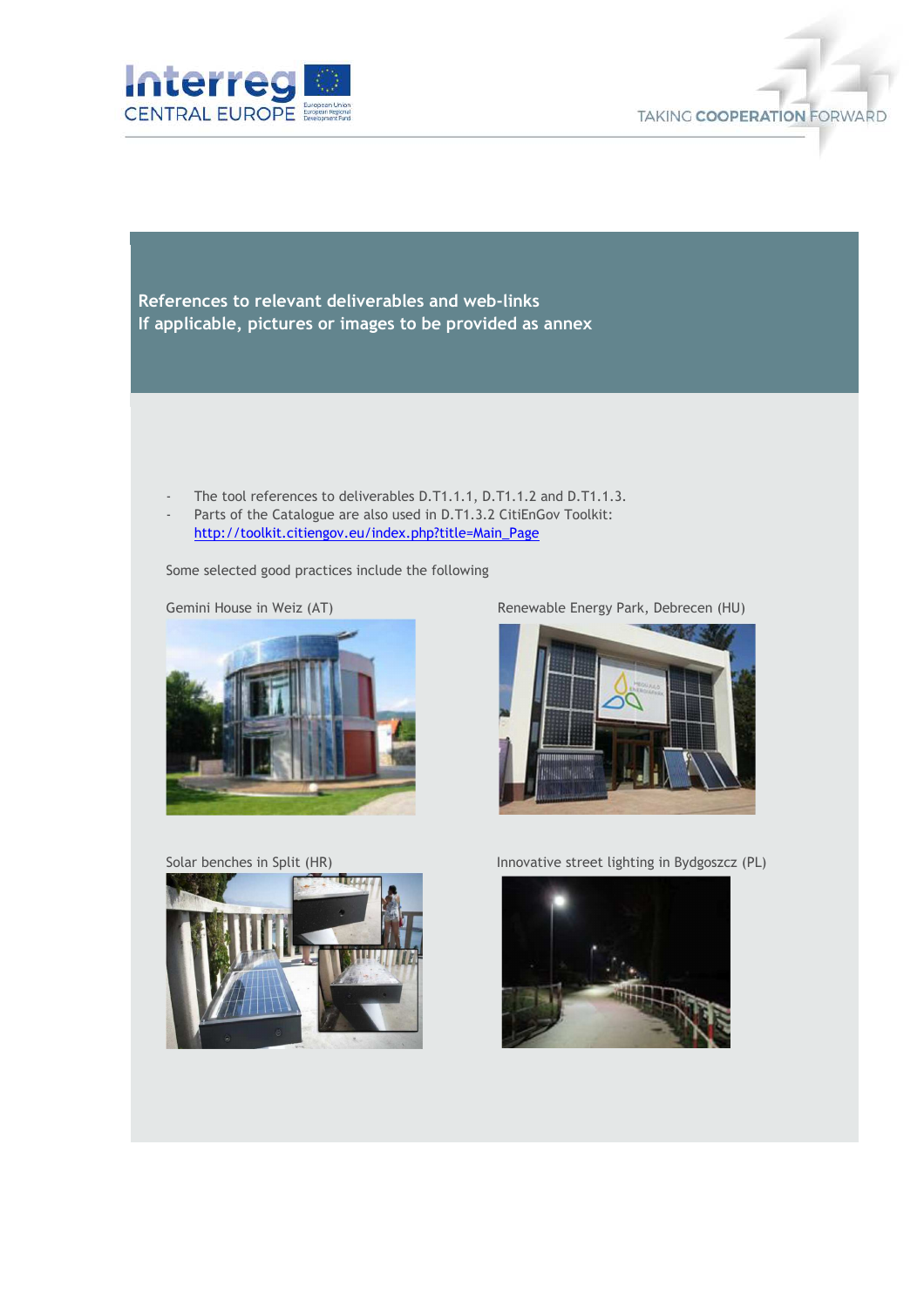**References to relevant deliverables and web-links**
**If applicable, pictures or images to be provided as annex**

- The tool references to deliverables D.T1.1.1, D.T1.1.2 and D.T1.1.3.
- Parts of the Catalogue are also used in D.T1.3.2 CitiEnGov Toolkit: http://toolkit.citiengov.eu/index.php?title=Main_Page

Some selected good practices include the following

Gemini House in Weiz (AT)

Renewable Energy Park, Debrecen (HU)

Solar benches in Split (HR)

Innovative street lighting in Bydgoszcz (PL)